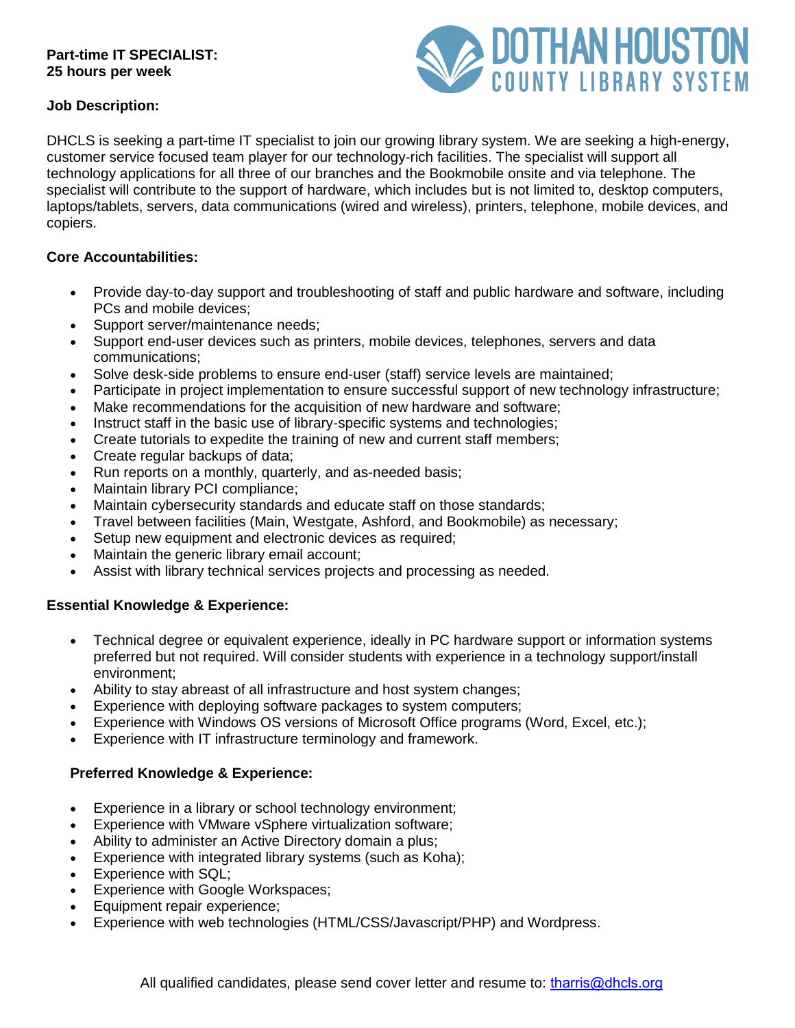**Part-time IT SPECIALIST:**
**25 hours per week**

DOTHAN HOUSTON COUNTY LIBRARY SYSTEM

**Job Description:**

DHCLS is seeking a part-time IT specialist to join our growing library system. We are seeking a high-energy, customer service focused team player for our technology-rich facilities. The specialist will support all technology applications for all three of our branches and the Bookmobile onsite and via telephone. The specialist will contribute to the support of hardware, which includes but is not limited to, desktop computers, laptops/tablets, servers, data communications (wired and wireless), printers, telephone, mobile devices, and copiers.

**Core Accountabilities:**

- Provide day-to-day support and troubleshooting of staff and public hardware and software, including PCs and mobile devices;
- Support server/maintenance needs;
- Support end-user devices such as printers, mobile devices, telephones, servers and data communications;
- Solve desk-side problems to ensure end-user (staff) service levels are maintained;
- Participate in project implementation to ensure successful support of new technology infrastructure;
- Make recommendations for the acquisition of new hardware and software;
- Instruct staff in the basic use of library-specific systems and technologies;
- Create tutorials to expedite the training of new and current staff members;
- Create regular backups of data;
- Run reports on a monthly, quarterly, and as-needed basis;
- Maintain library PCI compliance;
- Maintain cybersecurity standards and educate staff on those standards;
- Travel between facilities (Main, Westgate, Ashford, and Bookmobile) as necessary;
- Setup new equipment and electronic devices as required;
- Maintain the generic library email account;
- Assist with library technical services projects and processing as needed.

**Essential Knowledge & Experience:**

- Technical degree or equivalent experience, ideally in PC hardware support or information systems preferred but not required. Will consider students with experience in a technology support/install environment;
- Ability to stay abreast of all infrastructure and host system changes;
- Experience with deploying software packages to system computers;
- Experience with Windows OS versions of Microsoft Office programs (Word, Excel, etc.);
- Experience with IT infrastructure terminology and framework.

**Preferred Knowledge & Experience:**

- Experience in a library or school technology environment;
- Experience with VMware vSphere virtualization software;
- Ability to administer an Active Directory domain a plus;
- Experience with integrated library systems (such as Koha);
- Experience with SQL;
- Experience with Google Workspaces;
- Equipment repair experience;
- Experience with web technologies (HTML/CSS/Javascript/PHP) and Wordpress.

All qualified candidates, please send cover letter and resume to: tharris@dhcls.org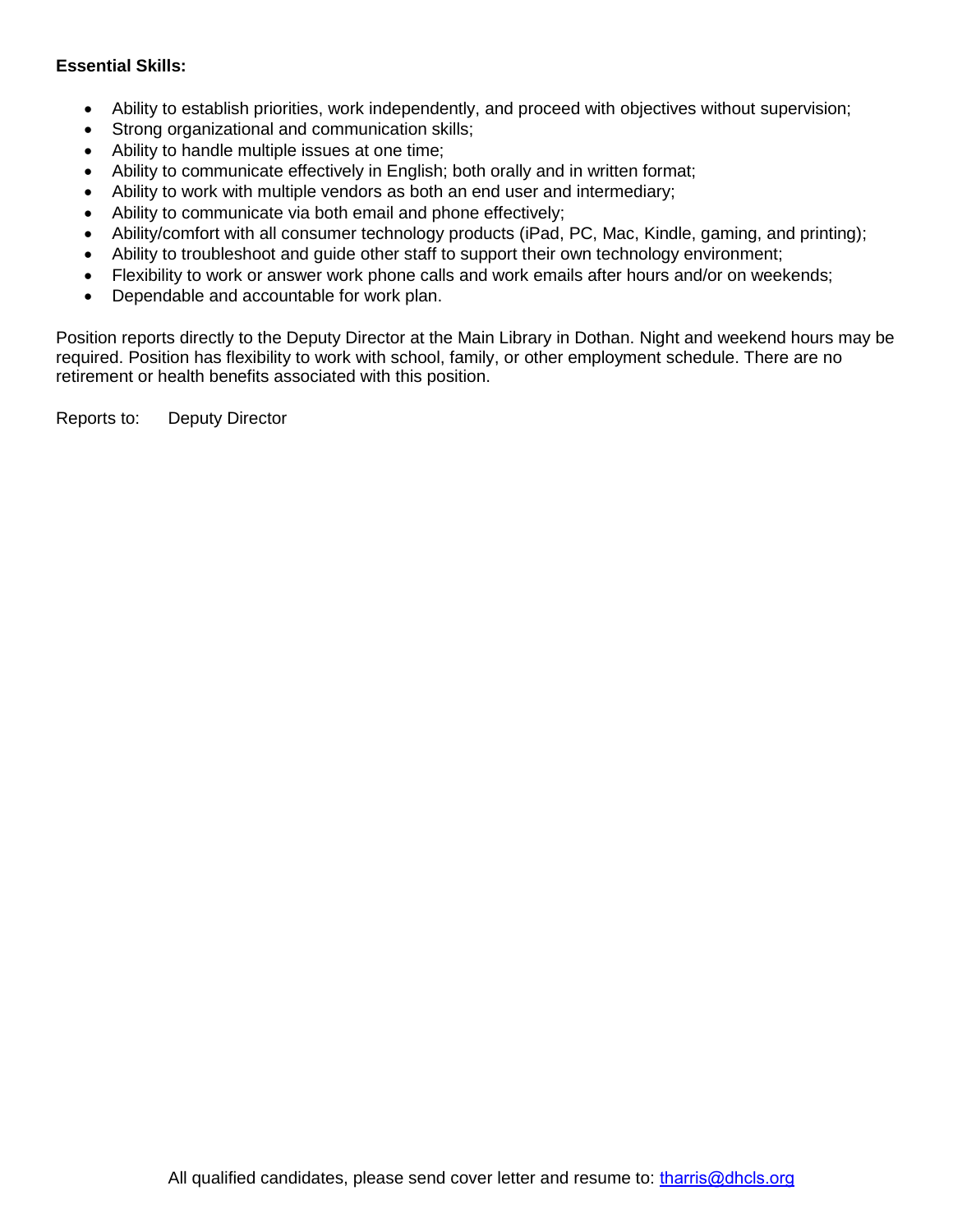**Essential Skills:**

- Ability to establish priorities, work independently, and proceed with objectives without supervision;
- Strong organizational and communication skills;
- Ability to handle multiple issues at one time;
- Ability to communicate effectively in English; both orally and in written format;
- Ability to work with multiple vendors as both an end user and intermediary;
- Ability to communicate via both email and phone effectively;
- Ability/comfort with all consumer technology products (iPad, PC, Mac, Kindle, gaming, and printing);
- Ability to troubleshoot and guide other staff to support their own technology environment;
- Flexibility to work or answer work phone calls and work emails after hours and/or on weekends;
- Dependable and accountable for work plan.

Position reports directly to the Deputy Director at the Main Library in Dothan. Night and weekend hours may be required. Position has flexibility to work with school, family, or other employment schedule. There are no retirement or health benefits associated with this position.

Reports to: Deputy Director

All qualified candidates, please send cover letter and resume to: tharris@dhcls.org